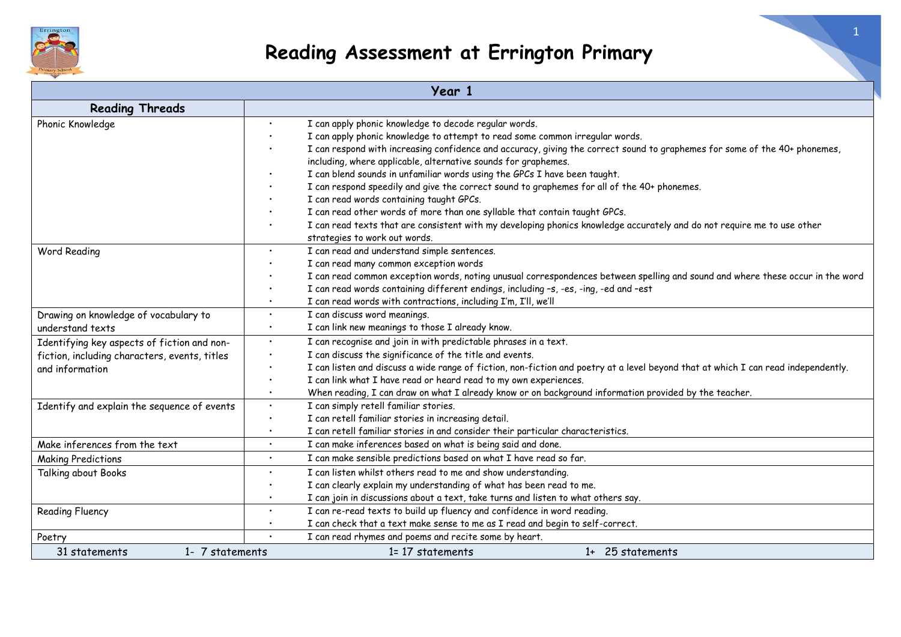# Reading Assessment at Errington Primary

| Year 1 | |
|---|---|
| **Reading Threads** | |
| Phonic Knowledge | • I can apply phonic knowledge to decode regular words.<br>• I can apply phonic knowledge to attempt to read some common irregular words.<br>• I can respond with increasing confidence and accuracy, giving the correct sound to graphemes for some of the 40+ phonemes, including, where applicable, alternative sounds for graphemes.<br>• I can blend sounds in unfamiliar words using the GPCs I have been taught.<br>• I can respond speedily and give the correct sound to graphemes for all of the 40+ phonemes.<br>• I can read words containing taught GPCs.<br>• I can read other words of more than one syllable that contain taught GPCs.<br>• I can read texts that are consistent with my developing phonics knowledge accurately and do not require me to use other strategies to work out words. |
| Word Reading | • I can read and understand simple sentences.<br>• I can read many common exception words<br>• I can read common exception words, noting unusual correspondences between spelling and sound and where these occur in the word<br>• I can read words containing different endings, including –s, -es, -ing, -ed and –est<br>• I can read words with contractions, including I'm, I'll, we'll |
| Drawing on knowledge of vocabulary to understand texts | • I can discuss word meanings.<br>• I can link new meanings to those I already know. |
| Identifying key aspects of fiction and non-fiction, including characters, events, titles and information | • I can recognise and join in with predictable phrases in a text.<br>• I can discuss the significance of the title and events.<br>• I can listen and discuss a wide range of fiction, non-fiction and poetry at a level beyond that at which I can read independently.<br>• I can link what I have read or heard read to my own experiences.<br>• When reading, I can draw on what I already know or on background information provided by the teacher. |
| Identify and explain the sequence of events | • I can simply retell familiar stories.<br>• I can retell familiar stories in increasing detail.<br>• I can retell familiar stories in and consider their particular characteristics. |
| Make inferences from the text | • I can make inferences based on what is being said and done. |
| Making Predictions | • I can make sensible predictions based on what I have read so far. |
| Talking about Books | • I can listen whilst others read to me and show understanding.<br>• I can clearly explain my understanding of what has been read to me.<br>• I can join in discussions about a text, take turns and listen to what others say. |
| Reading Fluency | • I can re-read texts to build up fluency and confidence in word reading.<br>• I can check that a text make sense to me as I read and begin to self-correct. |
| Poetry | • I can read rhymes and poems and recite some by heart. |
| 31 statements | 1- 7 statements     1= 17 statements     1+ 25 statements |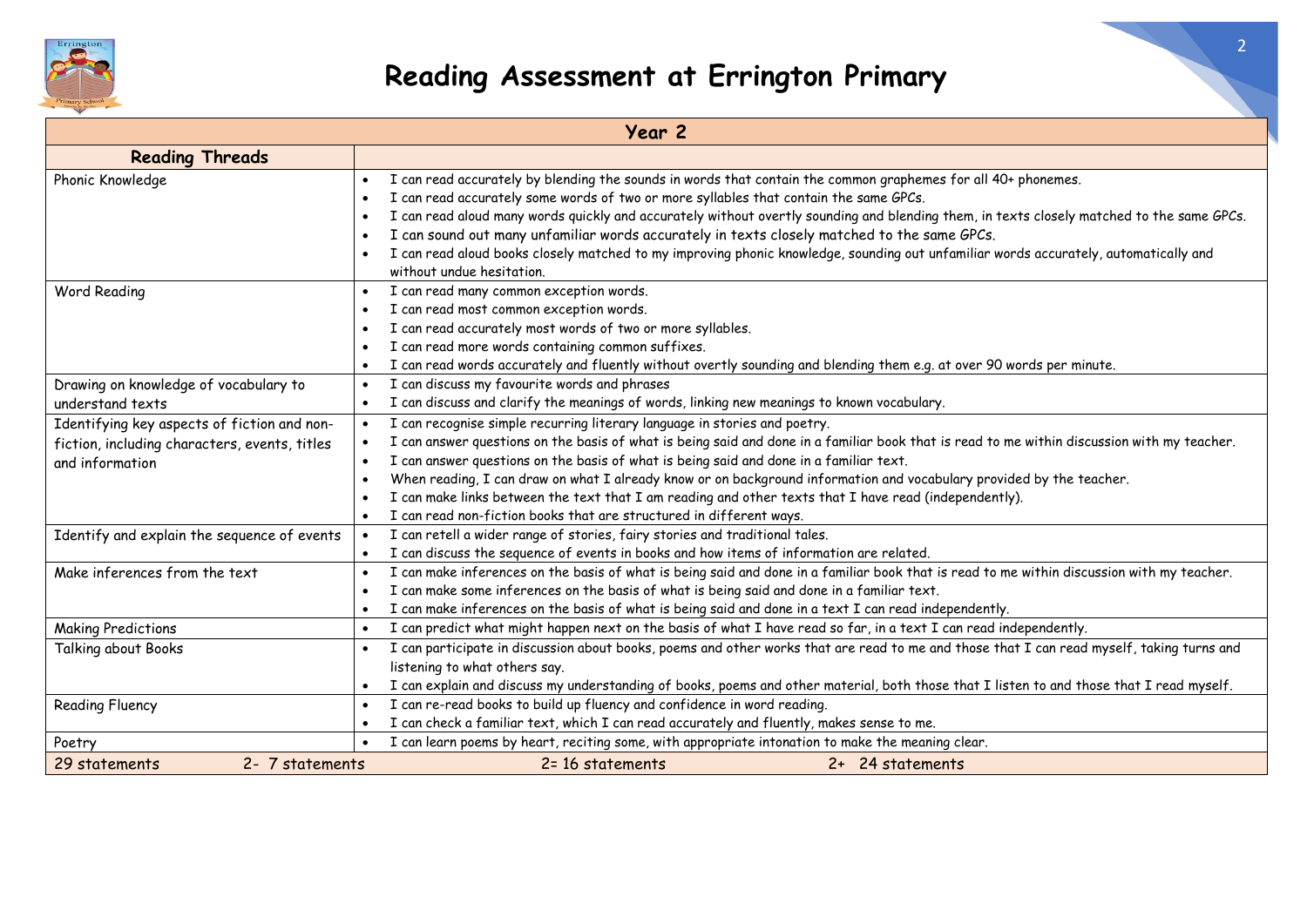# Reading Assessment at Errington Primary

| Year 2 | |
|---|---|
| **Reading Threads** | |
| Phonic Knowledge | • I can read accurately by blending the sounds in words that contain the common graphemes for all 40+ phonemes.<br>• I can read accurately some words of two or more syllables that contain the same GPCs.<br>• I can read aloud many words quickly and accurately without overtly sounding and blending them, in texts closely matched to the same GPCs.<br>• I can sound out many unfamiliar words accurately in texts closely matched to the same GPCs.<br>• I can read aloud books closely matched to my improving phonic knowledge, sounding out unfamiliar words accurately, automatically and without undue hesitation. |
| Word Reading | • I can read many common exception words.<br>• I can read most common exception words.<br>• I can read accurately most words of two or more syllables.<br>• I can read more words containing common suffixes.<br>• I can read words accurately and fluently without overtly sounding and blending them e.g. at over 90 words per minute. |
| Drawing on knowledge of vocabulary to understand texts | • I can discuss my favourite words and phrases<br>• I can discuss and clarify the meanings of words, linking new meanings to known vocabulary. |
| Identifying key aspects of fiction and non-fiction, including characters, events, titles and information | • I can recognise simple recurring literary language in stories and poetry.<br>• I can answer questions on the basis of what is being said and done in a familiar book that is read to me within discussion with my teacher.<br>• I can answer questions on the basis of what is being said and done in a familiar text.<br>• When reading, I can draw on what I already know or on background information and vocabulary provided by the teacher.<br>• I can make links between the text that I am reading and other texts that I have read (independently).<br>• I can read non-fiction books that are structured in different ways. |
| Identify and explain the sequence of events | • I can retell a wider range of stories, fairy stories and traditional tales.<br>• I can discuss the sequence of events in books and how items of information are related. |
| Make inferences from the text | • I can make inferences on the basis of what is being said and done in a familiar book that is read to me within discussion with my teacher.<br>• I can make some inferences on the basis of what is being said and done in a familiar text.<br>• I can make inferences on the basis of what is being said and done in a text I can read independently. |
| Making Predictions | • I can predict what might happen next on the basis of what I have read so far, in a text I can read independently. |
| Talking about Books | • I can participate in discussion about books, poems and other works that are read to me and those that I can read myself, taking turns and listening to what others say.<br>• I can explain and discuss my understanding of books, poems and other material, both those that I listen to and those that I read myself. |
| Reading Fluency | • I can re-read books to build up fluency and confidence in word reading.<br>• I can check a familiar text, which I can read accurately and fluently, makes sense to me. |
| Poetry | • I can learn poems by heart, reciting some, with appropriate intonation to make the meaning clear. |
| 29 statements &nbsp;&nbsp;&nbsp; 2- 7 statements | 2= 16 statements &nbsp;&nbsp;&nbsp; 2+ 24 statements |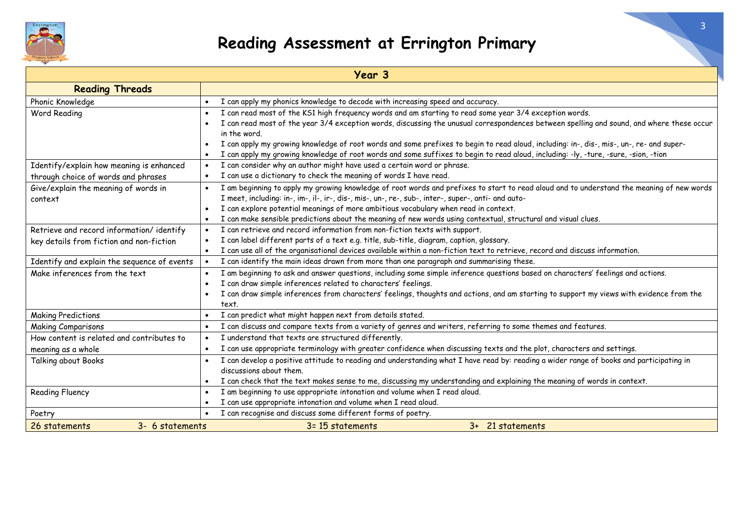# Reading Assessment at Errington Primary

| Year 3 | |
|---|---|
| **Reading Threads** | |
| Phonic Knowledge | • I can apply my phonics knowledge to decode with increasing speed and accuracy. |
| Word Reading | • I can read most of the KS1 high frequency words and am starting to read some year 3/4 exception words.<br>• I can read most of the year 3/4 exception words, discussing the unusual correspondences between spelling and sound, and where these occur in the word.<br>• I can apply my growing knowledge of root words and some prefixes to begin to read aloud, including: in-, dis-, mis-, un-, re- and super-<br>• I can apply my growing knowledge of root words and some suffixes to begin to read aloud, including: -ly, -ture, -sure, -sion, -tion |
| Identify/explain how meaning is enhanced through choice of words and phrases | • I can consider why an author might have used a certain word or phrase.<br>• I can use a dictionary to check the meaning of words I have read. |
| Give/explain the meaning of words in context | • I am beginning to apply my growing knowledge of root words and prefixes to start to read aloud and to understand the meaning of new words I meet, including: in-, im-, il-, ir-, dis-, mis-, un-, re-, sub-, inter-, super-, anti- and auto-<br>• I can explore potential meanings of more ambitious vocabulary when read in context.<br>• I can make sensible predictions about the meaning of new words using contextual, structural and visual clues. |
| Retrieve and record information/ identify key details from fiction and non-fiction | • I can retrieve and record information from non-fiction texts with support.<br>• I can label different parts of a text e.g. title, sub-title, diagram, caption, glossary.<br>• I can use all of the organisational devices available within a non-fiction text to retrieve, record and discuss information. |
| Identify and explain the sequence of events | • I can identify the main ideas drawn from more than one paragraph and summarising these. |
| Make inferences from the text | • I am beginning to ask and answer questions, including some simple inference questions based on characters' feelings and actions.<br>• I can draw simple inferences related to characters' feelings.<br>• I can draw simple inferences from characters' feelings, thoughts and actions, and am starting to support my views with evidence from the text. |
| Making Predictions | • I can predict what might happen next from details stated. |
| Making Comparisons | • I can discuss and compare texts from a variety of genres and writers, referring to some themes and features. |
| How content is related and contributes to meaning as a whole | • I understand that texts are structured differently.<br>• I can use appropriate terminology with greater confidence when discussing texts and the plot, characters and settings. |
| Talking about Books | • I can develop a positive attitude to reading and understanding what I have read by: reading a wider range of books and participating in discussions about them.<br>• I can check that the text makes sense to me, discussing my understanding and explaining the meaning of words in context. |
| Reading Fluency | • I am beginning to use appropriate intonation and volume when I read aloud.<br>• I can use appropriate intonation and volume when I read aloud. |
| Poetry | • I can recognise and discuss some different forms of poetry. |
| 26 statements 3- 6 statements | 3= 15 statements 3+ 21 statements |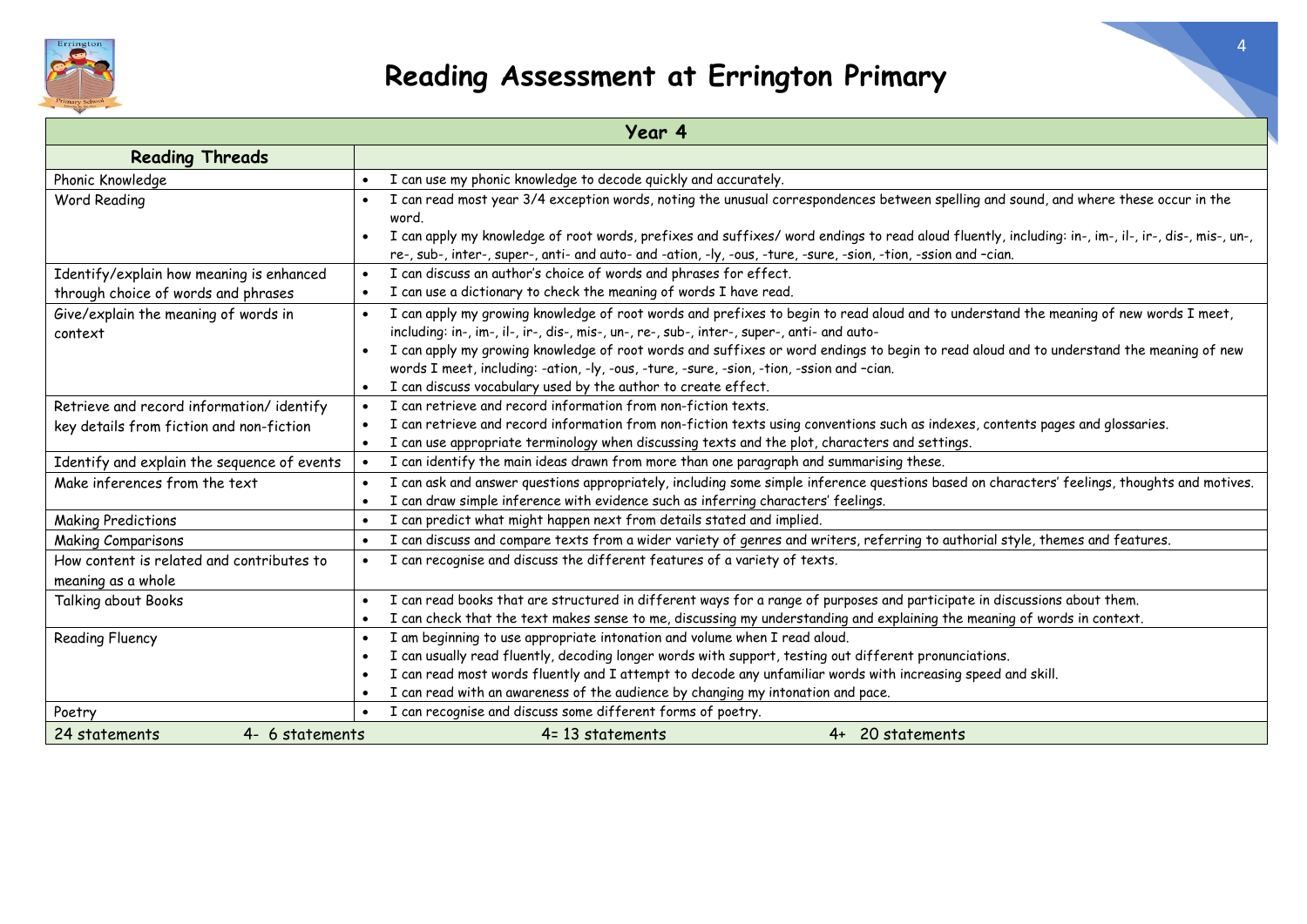# Reading Assessment at Errington Primary

| Year 4 | |
|---|---|
| **Reading Threads** | |
| Phonic Knowledge | • I can use my phonic knowledge to decode quickly and accurately. |
| Word Reading | • I can read most year 3/4 exception words, noting the unusual correspondences between spelling and sound, and where these occur in the word.<br>• I can apply my knowledge of root words, prefixes and suffixes/ word endings to read aloud fluently, including: in-, im-, il-, ir-, dis-, mis-, un-, re-, sub-, inter-, super-, anti- and auto- and -ation, -ly, -ous, -ture, -sure, -sion, -tion, -ssion and –cian. |
| Identify/explain how meaning is enhanced through choice of words and phrases | • I can discuss an author's choice of words and phrases for effect.<br>• I can use a dictionary to check the meaning of words I have read. |
| Give/explain the meaning of words in context | • I can apply my growing knowledge of root words and prefixes to begin to read aloud and to understand the meaning of new words I meet, including: in-, im-, il-, ir-, dis-, mis-, un-, re-, sub-, inter-, super-, anti- and auto-<br>• I can apply my growing knowledge of root words and suffixes or word endings to begin to read aloud and to understand the meaning of new words I meet, including: -ation, -ly, -ous, -ture, -sure, -sion, -tion, -ssion and –cian.<br>• I can discuss vocabulary used by the author to create effect. |
| Retrieve and record information/ identify key details from fiction and non-fiction | • I can retrieve and record information from non-fiction texts.<br>• I can retrieve and record information from non-fiction texts using conventions such as indexes, contents pages and glossaries.<br>• I can use appropriate terminology when discussing texts and the plot, characters and settings. |
| Identify and explain the sequence of events | • I can identify the main ideas drawn from more than one paragraph and summarising these. |
| Make inferences from the text | • I can ask and answer questions appropriately, including some simple inference questions based on characters' feelings, thoughts and motives.<br>• I can draw simple inference with evidence such as inferring characters' feelings. |
| Making Predictions | • I can predict what might happen next from details stated and implied. |
| Making Comparisons | • I can discuss and compare texts from a wider variety of genres and writers, referring to authorial style, themes and features. |
| How content is related and contributes to meaning as a whole | • I can recognise and discuss the different features of a variety of texts. |
| Talking about Books | • I can read books that are structured in different ways for a range of purposes and participate in discussions about them.<br>• I can check that the text makes sense to me, discussing my understanding and explaining the meaning of words in context. |
| Reading Fluency | • I am beginning to use appropriate intonation and volume when I read aloud.<br>• I can usually read fluently, decoding longer words with support, testing out different pronunciations.<br>• I can read most words fluently and I attempt to decode any unfamiliar words with increasing speed and skill.<br>• I can read with an awareness of the audience by changing my intonation and pace. |
| Poetry | • I can recognise and discuss some different forms of poetry. |
| 24 statements | 4- 6 statements &nbsp;&nbsp; 4= 13 statements &nbsp;&nbsp; 4+ 20 statements |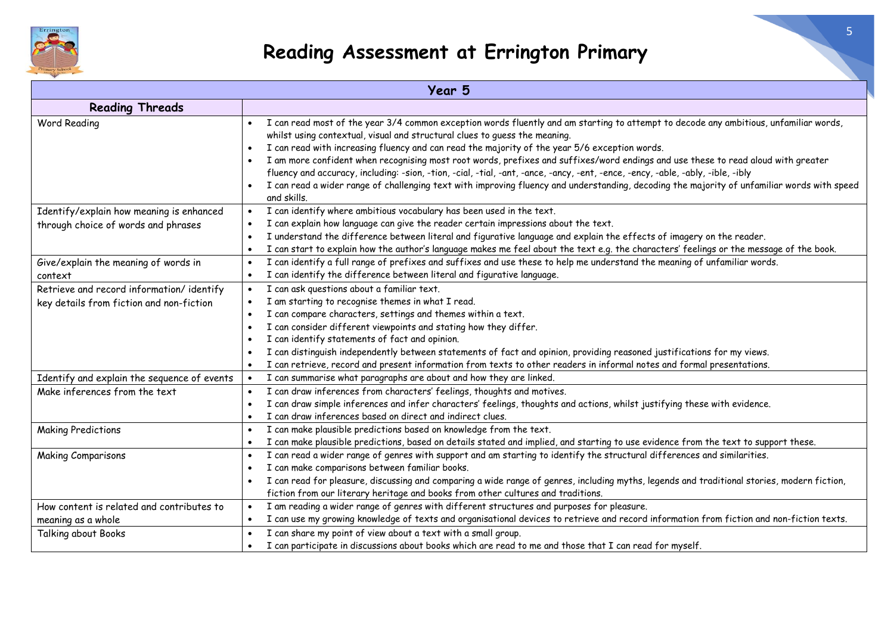# Reading Assessment at Errington Primary

| Year 5 | |
|---|---|
| **Reading Threads** | |
| Word Reading | • I can read most of the year 3/4 common exception words fluently and am starting to attempt to decode any ambitious, unfamiliar words, whilst using contextual, visual and structural clues to guess the meaning.<br>• I can read with increasing fluency and can read the majority of the year 5/6 exception words.<br>• I am more confident when recognising most root words, prefixes and suffixes/word endings and use these to read aloud with greater fluency and accuracy, including: -sion, -tion, -cial, -tial, -ant, -ance, -ancy, -ent, -ence, -ency, -able, -ably, -ible, -ibly<br>• I can read a wider range of challenging text with improving fluency and understanding, decoding the majority of unfamiliar words with speed and skills. |
| Identify/explain how meaning is enhanced through choice of words and phrases | • I can identify where ambitious vocabulary has been used in the text.<br>• I can explain how language can give the reader certain impressions about the text.<br>• I understand the difference between literal and figurative language and explain the effects of imagery on the reader.<br>• I can start to explain how the author's language makes me feel about the text e.g. the characters' feelings or the message of the book. |
| Give/explain the meaning of words in context | • I can identify a full range of prefixes and suffixes and use these to help me understand the meaning of unfamiliar words.<br>• I can identify the difference between literal and figurative language. |
| Retrieve and record information/ identify key details from fiction and non-fiction | • I can ask questions about a familiar text.<br>• I am starting to recognise themes in what I read.<br>• I can compare characters, settings and themes within a text.<br>• I can consider different viewpoints and stating how they differ.<br>• I can identify statements of fact and opinion.<br>• I can distinguish independently between statements of fact and opinion, providing reasoned justifications for my views.<br>• I can retrieve, record and present information from texts to other readers in informal notes and formal presentations. |
| Identify and explain the sequence of events | • I can summarise what paragraphs are about and how they are linked. |
| Make inferences from the text | • I can draw inferences from characters' feelings, thoughts and motives.<br>• I can draw simple inferences and infer characters' feelings, thoughts and actions, whilst justifying these with evidence.<br>• I can draw inferences based on direct and indirect clues. |
| Making Predictions | • I can make plausible predictions based on knowledge from the text.<br>• I can make plausible predictions, based on details stated and implied, and starting to use evidence from the text to support these. |
| Making Comparisons | • I can read a wider range of genres with support and am starting to identify the structural differences and similarities.<br>• I can make comparisons between familiar books.<br>• I can read for pleasure, discussing and comparing a wide range of genres, including myths, legends and traditional stories, modern fiction, fiction from our literary heritage and books from other cultures and traditions. |
| How content is related and contributes to meaning as a whole | • I am reading a wider range of genres with different structures and purposes for pleasure.<br>• I can use my growing knowledge of texts and organisational devices to retrieve and record information from fiction and non-fiction texts. |
| Talking about Books | • I can share my point of view about a text with a small group.<br>• I can participate in discussions about books which are read to me and those that I can read for myself. |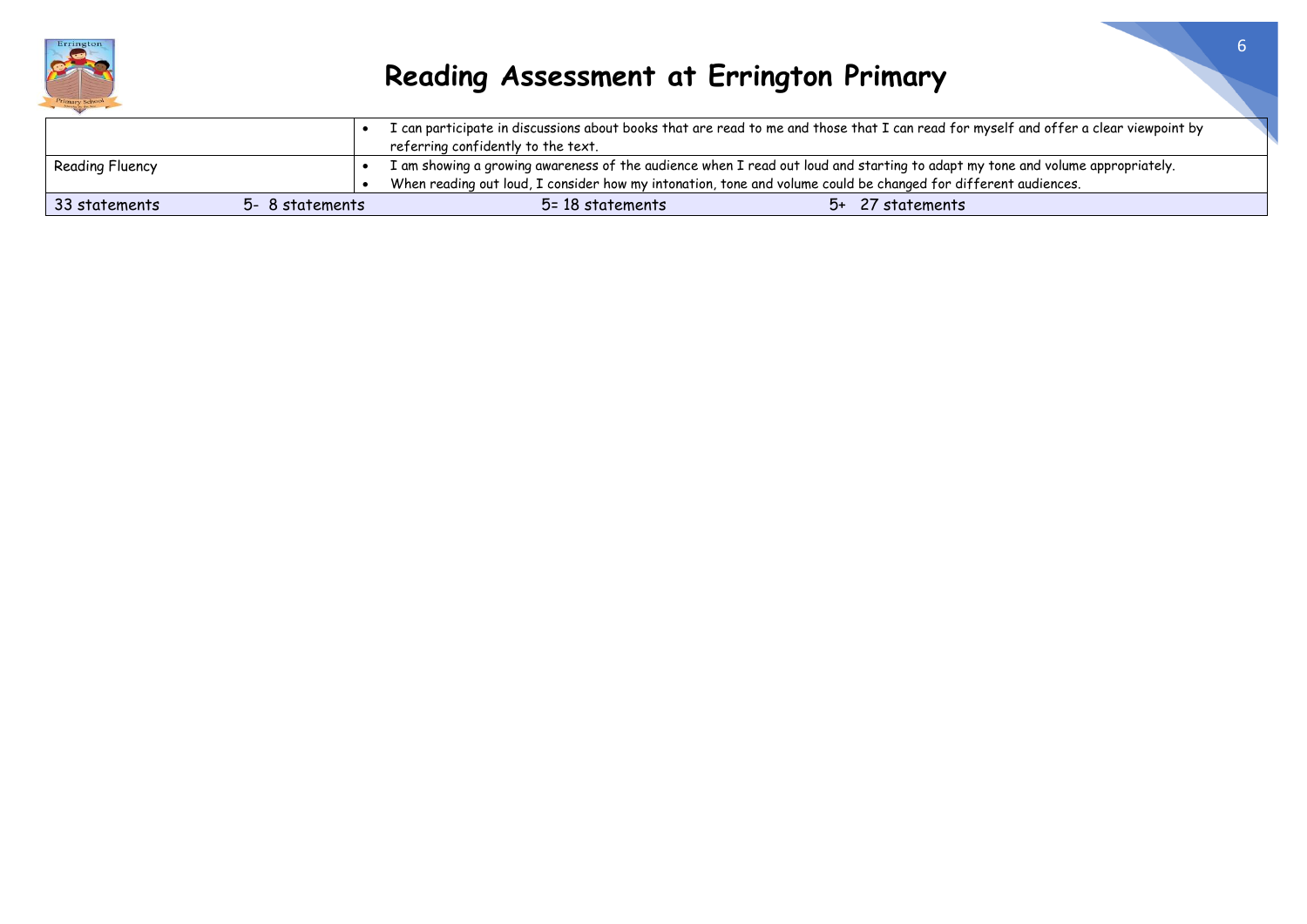# Reading Assessment at Errington Primary

| | |
|---|---|
| | • I can participate in discussions about books that are read to me and those that I can read for myself and offer a clear viewpoint by referring confidently to the text. |
| Reading Fluency | • I am showing a growing awareness of the audience when I read out loud and starting to adapt my tone and volume appropriately.<br>• When reading out loud, I consider how my intonation, tone and volume could be changed for different audiences. |
| 33 statements     5- 8 statements | 5= 18 statements     5+ 27 statements |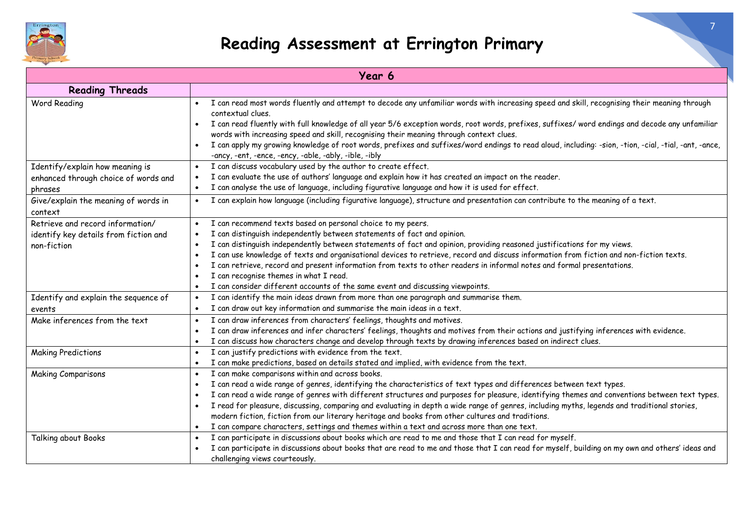# Reading Assessment at Errington Primary

| Year 6 | |
|---|---|
| **Reading Threads** | |
| Word Reading | • I can read most words fluently and attempt to decode any unfamiliar words with increasing speed and skill, recognising their meaning through contextual clues.<br>• I can read fluently with full knowledge of all year 5/6 exception words, root words, prefixes, suffixes/ word endings and decode any unfamiliar words with increasing speed and skill, recognising their meaning through context clues.<br>• I can apply my growing knowledge of root words, prefixes and suffixes/word endings to read aloud, including: -sion, -tion, -cial, -tial, -ant, -ance, -ancy, -ent, -ence, -ency, -able, -ably, -ible, -ibly |
| Identify/explain how meaning is enhanced through choice of words and phrases | • I can discuss vocabulary used by the author to create effect.<br>• I can evaluate the use of authors' language and explain how it has created an impact on the reader.<br>• I can analyse the use of language, including figurative language and how it is used for effect. |
| Give/explain the meaning of words in context | • I can explain how language (including figurative language), structure and presentation can contribute to the meaning of a text. |
| Retrieve and record information/ identify key details from fiction and non-fiction | • I can recommend texts based on personal choice to my peers.<br>• I can distinguish independently between statements of fact and opinion.<br>• I can distinguish independently between statements of fact and opinion, providing reasoned justifications for my views.<br>• I can use knowledge of texts and organisational devices to retrieve, record and discuss information from fiction and non-fiction texts.<br>• I can retrieve, record and present information from texts to other readers in informal notes and formal presentations.<br>• I can recognise themes in what I read.<br>• I can consider different accounts of the same event and discussing viewpoints. |
| Identify and explain the sequence of events | • I can identify the main ideas drawn from more than one paragraph and summarise them.<br>• I can draw out key information and summarise the main ideas in a text. |
| Make inferences from the text | • I can draw inferences from characters' feelings, thoughts and motives.<br>• I can draw inferences and infer characters' feelings, thoughts and motives from their actions and justifying inferences with evidence.<br>• I can discuss how characters change and develop through texts by drawing inferences based on indirect clues. |
| Making Predictions | • I can justify predictions with evidence from the text.<br>• I can make predictions, based on details stated and implied, with evidence from the text. |
| Making Comparisons | • I can make comparisons within and across books.<br>• I can read a wide range of genres, identifying the characteristics of text types and differences between text types.<br>• I can read a wide range of genres with different structures and purposes for pleasure, identifying themes and conventions between text types.<br>• I read for pleasure, discussing, comparing and evaluating in depth a wide range of genres, including myths, legends and traditional stories, modern fiction, fiction from our literary heritage and books from other cultures and traditions.<br>• I can compare characters, settings and themes within a text and across more than one text. |
| Talking about Books | • I can participate in discussions about books which are read to me and those that I can read for myself.<br>• I can participate in discussions about books that are read to me and those that I can read for myself, building on my own and others' ideas and challenging views courteously. |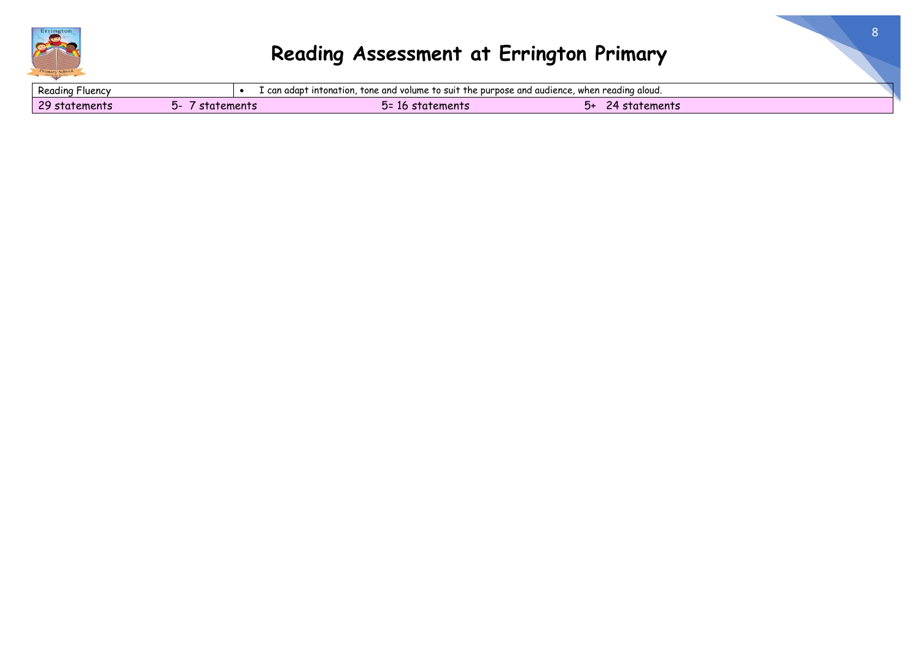# Reading Assessment at Errington Primary

| | | | |
|---|---|---|---|
| Reading Fluency | • I can adapt intonation, tone and volume to suit the purpose and audience, when reading aloud. | | |
| 29 statements | 5- 7 statements | 5= 16 statements | 5+ 24 statements |